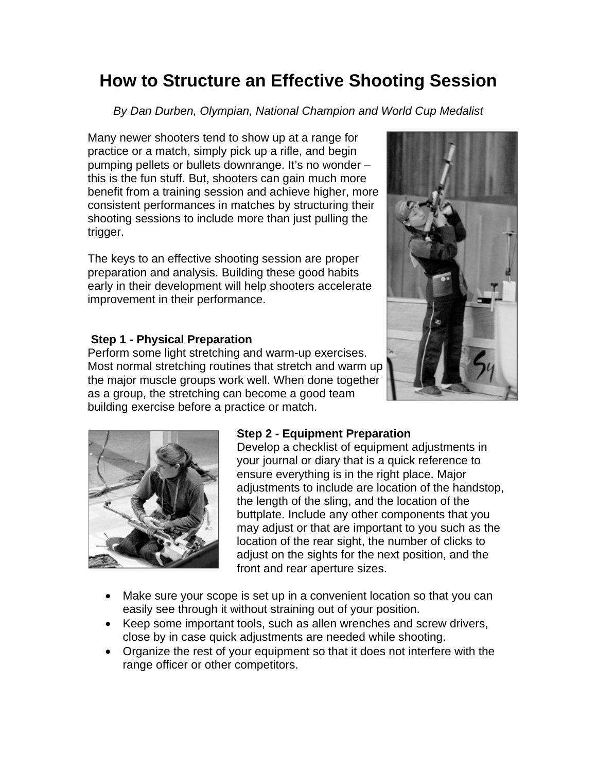# How to Structure an Effective Shooting Session

*By Dan Durben, Olympian, National Champion and World Cup Medalist*

Many newer shooters tend to show up at a range for practice or a match, simply pick up a rifle, and begin pumping pellets or bullets downrange. It's no wonder – this is the fun stuff. But, shooters can gain much more benefit from a training session and achieve higher, more consistent performances in matches by structuring their shooting sessions to include more than just pulling the trigger.

The keys to an effective shooting session are proper preparation and analysis. Building these good habits early in their development will help shooters accelerate improvement in their performance.

**Step 1 - Physical Preparation**

Perform some light stretching and warm-up exercises. Most normal stretching routines that stretch and warm up the major muscle groups work well. When done together as a group, the stretching can become a good team building exercise before a practice or match.

**Step 2 - Equipment Preparation**

Develop a checklist of equipment adjustments in your journal or diary that is a quick reference to ensure everything is in the right place. Major adjustments to include are location of the handstop, the length of the sling, and the location of the buttplate. Include any other components that you may adjust or that are important to you such as the location of the rear sight, the number of clicks to adjust on the sights for the next position, and the front and rear aperture sizes.

- Make sure your scope is set up in a convenient location so that you can easily see through it without straining out of your position.
- Keep some important tools, such as allen wrenches and screw drivers, close by in case quick adjustments are needed while shooting.
- Organize the rest of your equipment so that it does not interfere with the range officer or other competitors.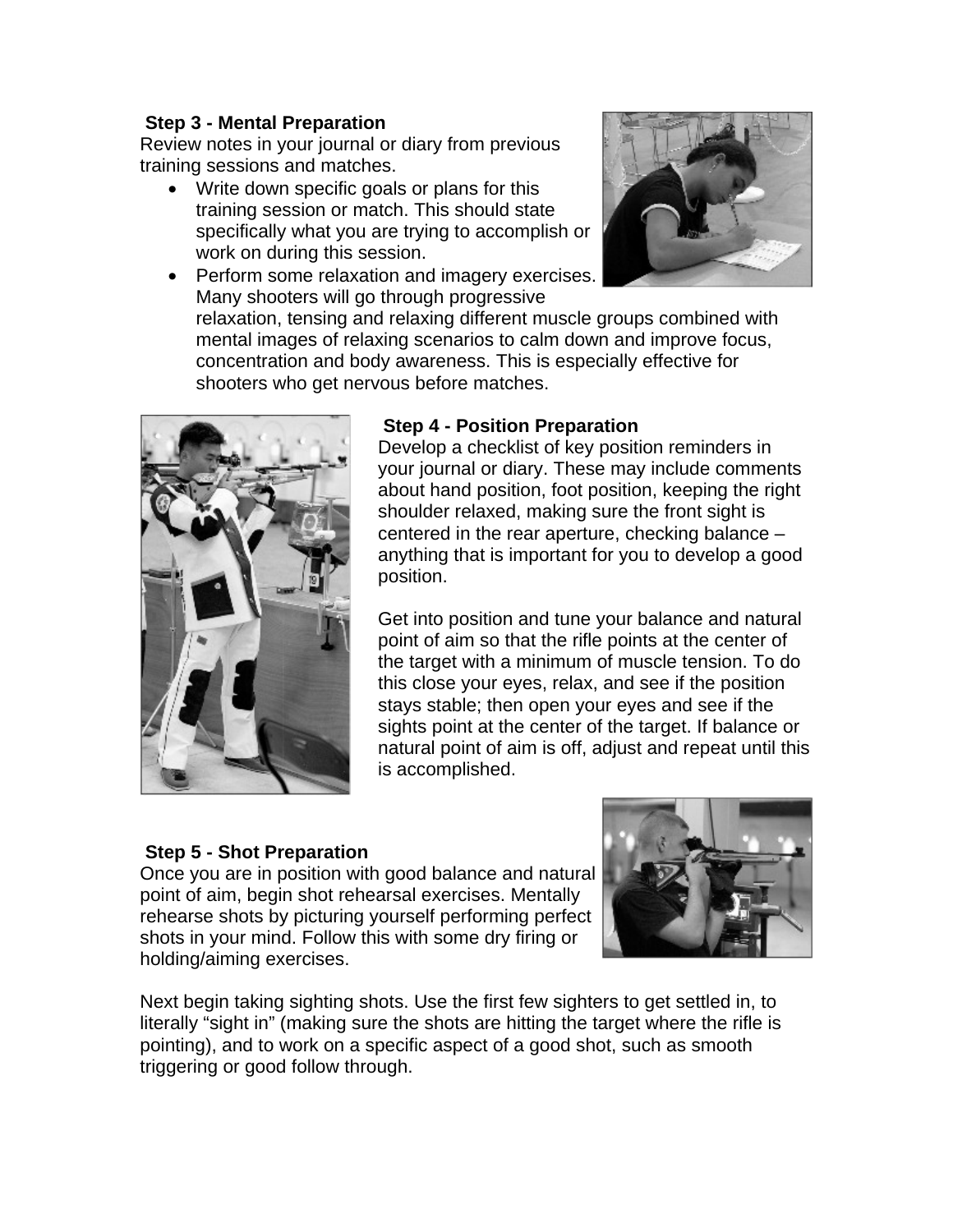**Step 3 - Mental Preparation**

Review notes in your journal or diary from previous training sessions and matches.

- Write down specific goals or plans for this training session or match. This should state specifically what you are trying to accomplish or work on during this session.
- Perform some relaxation and imagery exercises. Many shooters will go through progressive relaxation, tensing and relaxing different muscle groups combined with mental images of relaxing scenarios to calm down and improve focus, concentration and body awareness. This is especially effective for shooters who get nervous before matches.

**Step 4 - Position Preparation**

Develop a checklist of key position reminders in your journal or diary. These may include comments about hand position, foot position, keeping the right shoulder relaxed, making sure the front sight is centered in the rear aperture, checking balance – anything that is important for you to develop a good position.

Get into position and tune your balance and natural point of aim so that the rifle points at the center of the target with a minimum of muscle tension. To do this close your eyes, relax, and see if the position stays stable; then open your eyes and see if the sights point at the center of the target. If balance or natural point of aim is off, adjust and repeat until this is accomplished.

**Step 5 - Shot Preparation**

Once you are in position with good balance and natural point of aim, begin shot rehearsal exercises. Mentally rehearse shots by picturing yourself performing perfect shots in your mind. Follow this with some dry firing or holding/aiming exercises.

Next begin taking sighting shots. Use the first few sighters to get settled in, to literally "sight in" (making sure the shots are hitting the target where the rifle is pointing), and to work on a specific aspect of a good shot, such as smooth triggering or good follow through.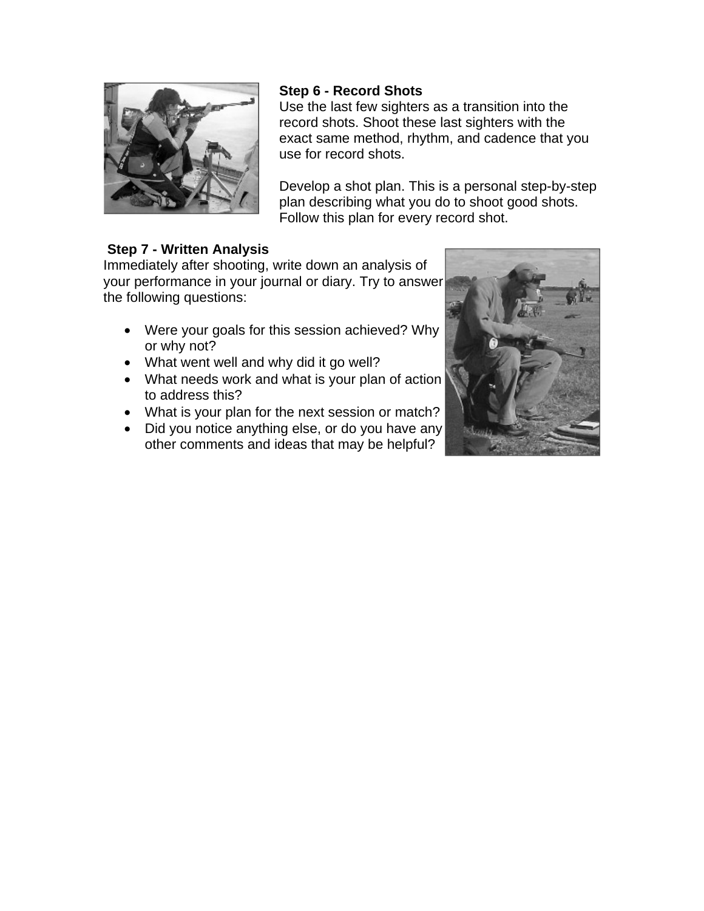**Step 6 - Record Shots**

Use the last few sighters as a transition into the record shots. Shoot these last sighters with the exact same method, rhythm, and cadence that you use for record shots.

Develop a shot plan. This is a personal step-by-step plan describing what you do to shoot good shots. Follow this plan for every record shot.

**Step 7 - Written Analysis**

Immediately after shooting, write down an analysis of your performance in your journal or diary. Try to answer the following questions:

- Were your goals for this session achieved? Why or why not?
- What went well and why did it go well?
- What needs work and what is your plan of action to address this?
- What is your plan for the next session or match?
- Did you notice anything else, or do you have any other comments and ideas that may be helpful?